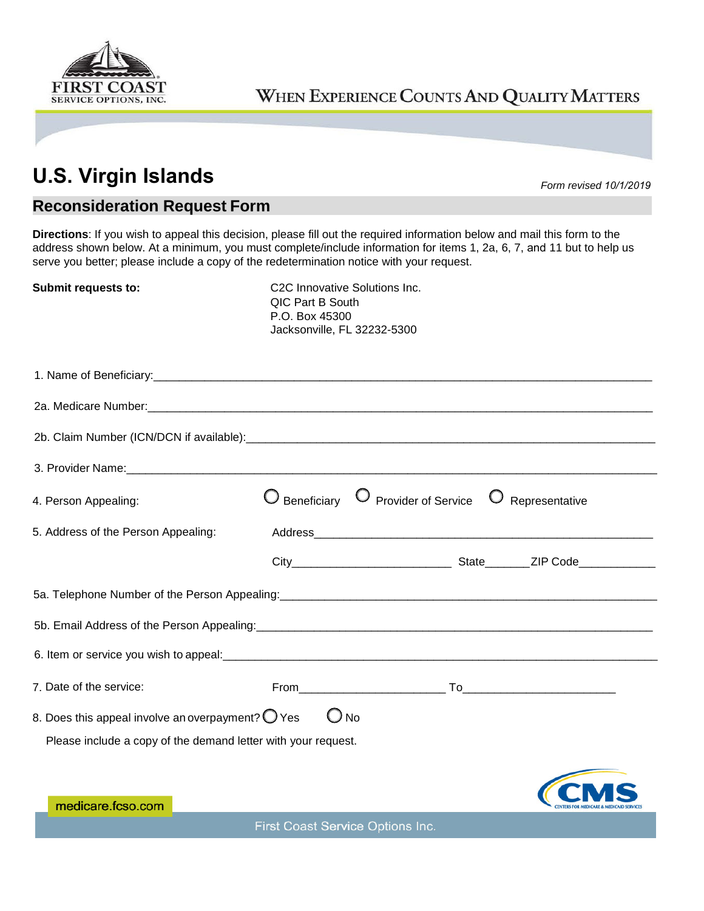FIRST COAST
SERVICE OPTIONS, INC.

WHEN EXPERIENCE COUNTS AND QUALITY MATTERS

# U.S. Virgin Islands

*Form revised 10/1/2019*

## Reconsideration Request Form

**Directions**: If you wish to appeal this decision, please fill out the required information below and mail this form to the address shown below. At a minimum, you must complete/include information for items 1, 2a, 6, 7, and 11 but to help us serve you better; please include a copy of the redetermination notice with your request.

**Submit requests to:**

C2C Innovative Solutions Inc.
QIC Part B South
P.O. Box 45300
Jacksonville, FL 32232-5300

1. Name of Beneficiary:___________________________________________________________________________

2a. Medicare Number:___________________________________________________________________________

2b. Claim Number (ICN/DCN if available):___________________________________________________________

3. Provider Name:______________________________________________________________________________

4. Person Appealing: ○ Beneficiary ○ Provider of Service ○ Representative

5. Address of the Person Appealing: Address_______________________________________________________

City________________________ State_______ZIP Code____________

5a. Telephone Number of the Person Appealing:_______________________________________________________

5b. Email Address of the Person Appealing:__________________________________________________________

6. Item or service you wish to appeal:______________________________________________________________

7. Date of the service: From______________________ To_______________________

8. Does this appeal involve an overpayment? ○ Yes ○ No

Please include a copy of the demand letter with your request.

medicare.fcso.com

CMS CENTERS FOR MEDICARE & MEDICAID SERVICES

First Coast Service Options Inc.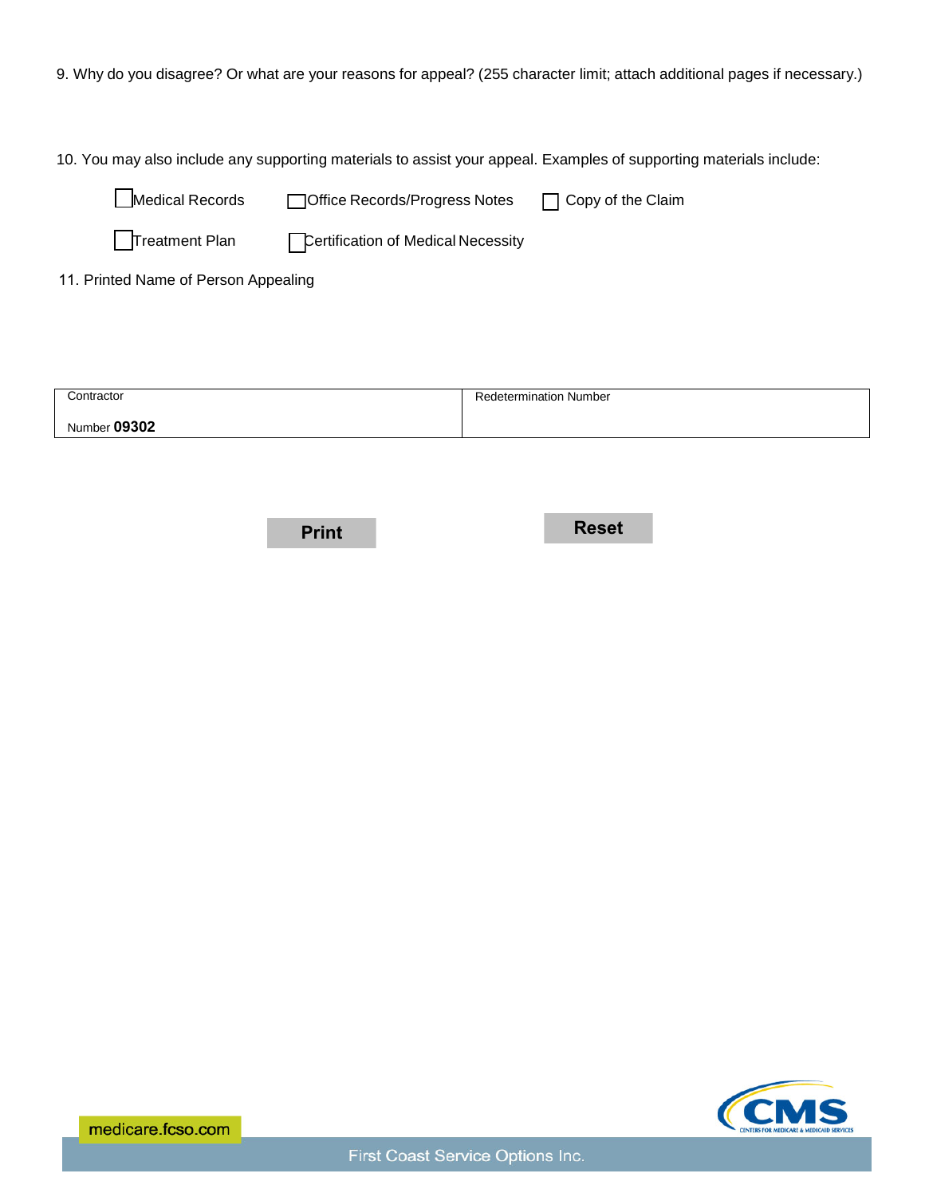9. Why do you disagree? Or what are your reasons for appeal? (255 character limit; attach additional pages if necessary.)

10. You may also include any supporting materials to assist your appeal. Examples of supporting materials include:

☐ Medical Records ☐ Office Records/Progress Notes ☐ Copy of the Claim

☐ Treatment Plan ☐ Certification of Medical Necessity

11. Printed Name of Person Appealing

| Contractor Number **09302** | Redetermination Number |
|---|---|

Print Reset

medicare.fcso.com

First Coast Service Options Inc.